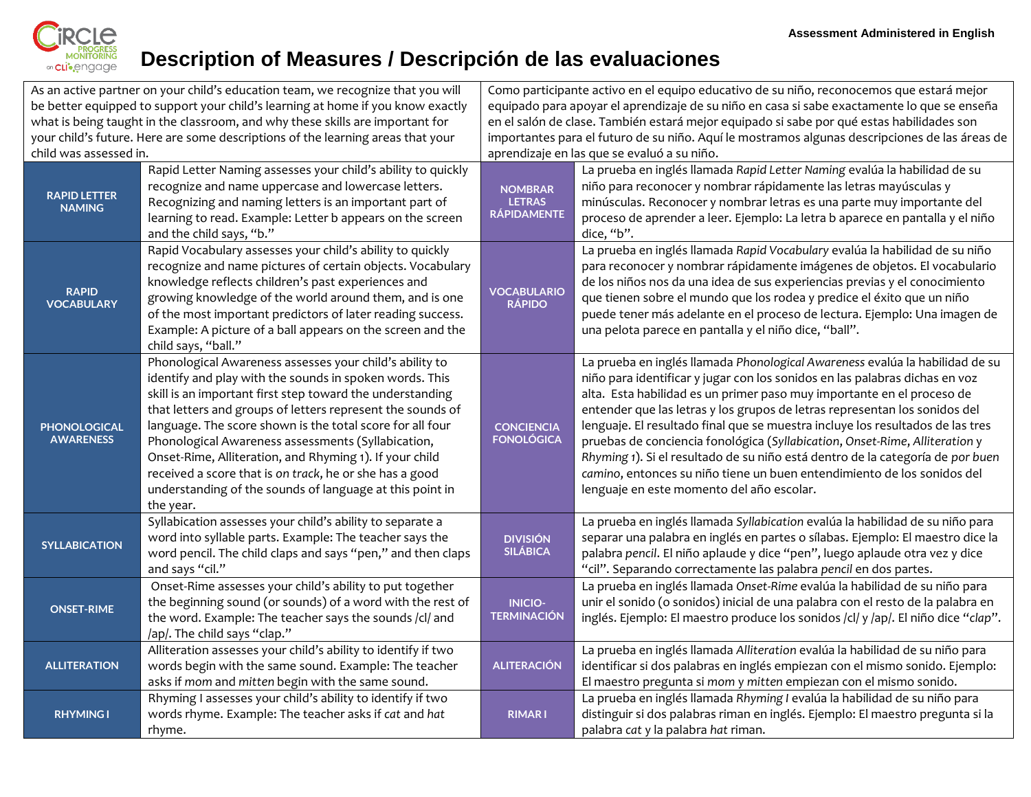Assessment Administered in English

# Description of Measures / Descripción de las evaluaciones

| As an active partner on your child's education team, we recognize that you will be better equipped to support your child's learning at home if you know exactly what is being taught in the classroom, and why these skills are important for your child's future. Here are some descriptions of the learning areas that your child was assessed in. | | Como participante activo en el equipo educativo de su niño, reconocemos que estará mejor equipado para apoyar el aprendizaje de su niño en casa si sabe exactamente lo que se enseña en el salón de clase. También estará mejor equipado si sabe por qué estas habilidades son importantes para el futuro de su niño. Aquí le mostramos algunas descripciones de las áreas de aprendizaje en las que se evaluó a su niño. | |
|---|---|---|---|
| **RAPID LETTER NAMING** | Rapid Letter Naming assesses your child's ability to quickly recognize and name uppercase and lowercase letters. Recognizing and naming letters is an important part of learning to read. Example: Letter b appears on the screen and the child says, "b." | **NOMBRAR LETRAS RÁPIDAMENTE** | La prueba en inglés llamada *Rapid Letter Naming* evalúa la habilidad de su niño para reconocer y nombrar rápidamente las letras mayúsculas y minúsculas. Reconocer y nombrar letras es una parte muy importante del proceso de aprender a leer. Ejemplo: La letra b aparece en pantalla y el niño dice, "b". |
| **RAPID VOCABULARY** | Rapid Vocabulary assesses your child's ability to quickly recognize and name pictures of certain objects. Vocabulary knowledge reflects children's past experiences and growing knowledge of the world around them, and is one of the most important predictors of later reading success. Example: A picture of a ball appears on the screen and the child says, "ball." | **VOCABULARIO RÁPIDO** | La prueba en inglés llamada *Rapid Vocabulary* evalúa la habilidad de su niño para reconocer y nombrar rápidamente imágenes de objetos. El vocabulario de los niños nos da una idea de sus experiencias previas y el conocimiento que tienen sobre el mundo que los rodea y predice el éxito que un niño puede tener más adelante en el proceso de lectura. Ejemplo: Una imagen de una pelota parece en pantalla y el niño dice, "ball". |
| **PHONOLOGICAL AWARENESS** | Phonological Awareness assesses your child's ability to identify and play with the sounds in spoken words. This skill is an important first step toward the understanding that letters and groups of letters represent the sounds of language. The score shown is the total score for all four Phonological Awareness assessments (Syllabication, Onset-Rime, Alliteration, and Rhyming 1). If your child received a score that is *on track*, he or she has a good understanding of the sounds of language at this point in the year. | **CONCIENCIA FONOLÓGICA** | La prueba en inglés llamada *Phonological Awareness* evalúa la habilidad de su niño para identificar y jugar con los sonidos en las palabras dichas en voz alta. Esta habilidad es un primer paso muy importante en el proceso de entender que las letras y los grupos de letras representan los sonidos del lenguaje. El resultado final que se muestra incluye los resultados de las tres pruebas de conciencia fonológica (*Syllabication*, *Onset-Rime*, *Alliteration* y *Rhyming 1*). Si el resultado de su niño está dentro de la categoría de *por buen camino*, entonces su niño tiene un buen entendimiento de los sonidos del lenguaje en este momento del año escolar. |
| **SYLLABICATION** | Syllabication assesses your child's ability to separate a word into syllable parts. Example: The teacher says the word pencil. The child claps and says "pen," and then claps and says "cil." | **DIVISIÓN SILÁBICA** | La prueba en inglés llamada *Syllabication* evalúa la habilidad de su niño para separar una palabra en inglés en partes o sílabas. Ejemplo: El maestro dice la palabra *pencil*. El niño aplaude y dice "pen", luego aplaude otra vez y dice "cil". Separando correctamente las palabra *pencil* en dos partes. |
| **ONSET-RIME** | Onset-Rime assesses your child's ability to put together the beginning sound (or sounds) of a word with the rest of the word. Example: The teacher says the sounds /cl/ and /ap/. The child says "clap." | **INICIO-TERMINACIÓN** | La prueba en inglés llamada *Onset-Rime* evalúa la habilidad de su niño para unir el sonido (o sonidos) inicial de una palabra con el resto de la palabra en inglés. Ejemplo: El maestro produce los sonidos /cl/ y /ap/. El niño dice "*clap*". |
| **ALLITERATION** | Alliteration assesses your child's ability to identify if two words begin with the same sound. Example: The teacher asks if *mom* and *mitten* begin with the same sound. | **ALITERACIÓN** | La prueba en inglés llamada *Alliteration* evalúa la habilidad de su niño para identificar si dos palabras en inglés empiezan con el mismo sonido. Ejemplo: El maestro pregunta si *mom* y *mitten* empiezan con el mismo sonido. |
| **RHYMING I** | Rhyming I assesses your child's ability to identify if two words rhyme. Example: The teacher asks if *cat* and *hat* rhyme. | **RIMAR I** | La prueba en inglés llamada *Rhyming I* evalúa la habilidad de su niño para distinguir si dos palabras riman en inglés. Ejemplo: El maestro pregunta si la palabra *cat* y la palabra *hat* riman. |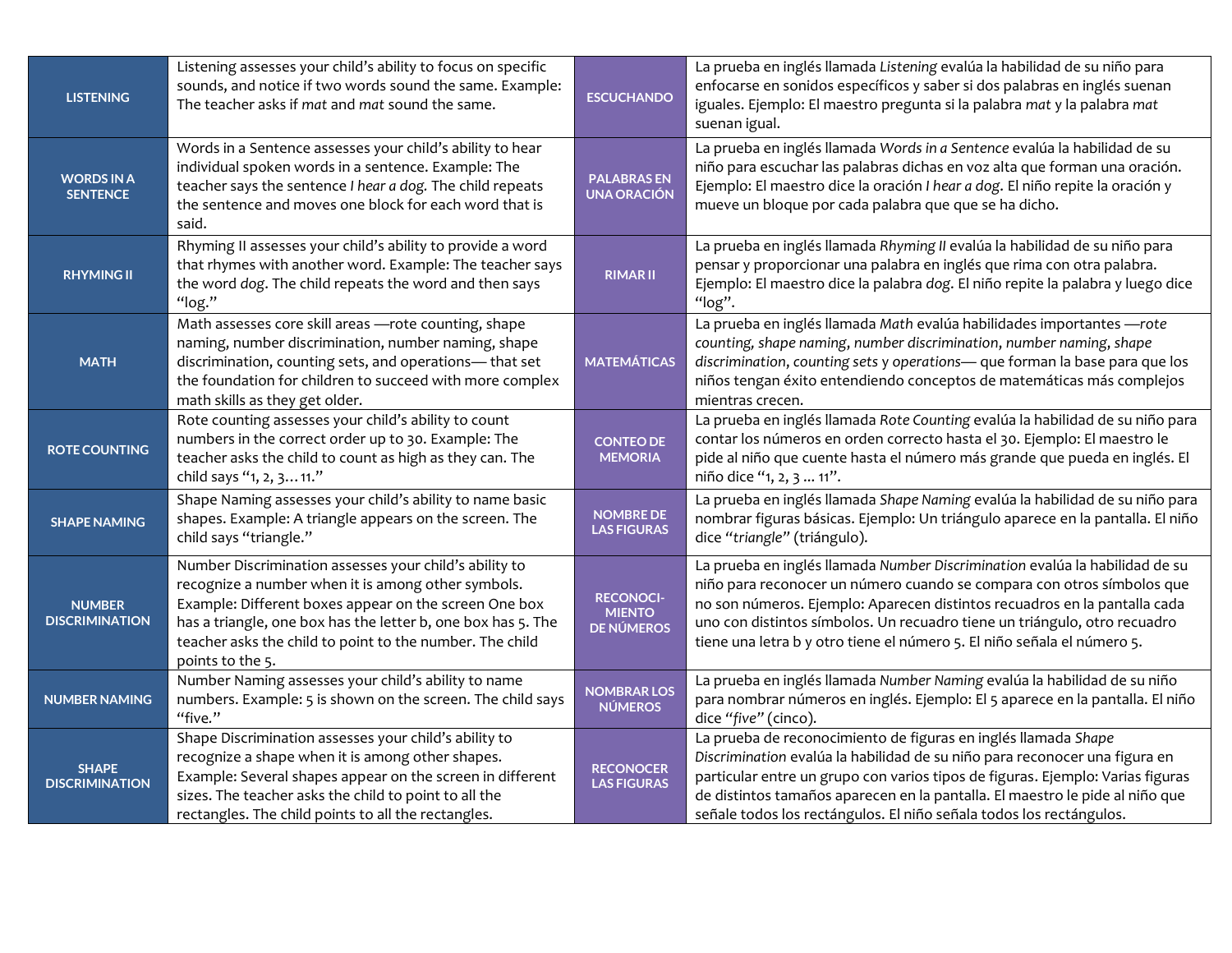| | | | |
|---|---|---|---|
| **LISTENING** | Listening assesses your child's ability to focus on specific sounds, and notice if two words sound the same. Example: The teacher asks if *mat* and *mat* sound the same. | **ESCUCHANDO** | La prueba en inglés llamada *Listening* evalúa la habilidad de su niño para enfocarse en sonidos específicos y saber si dos palabras en inglés suenan iguales. Ejemplo: El maestro pregunta si la palabra *mat* y la palabra *mat* suenan igual. |
| **WORDS IN A SENTENCE** | Words in a Sentence assesses your child's ability to hear individual spoken words in a sentence. Example: The teacher says the sentence *I hear a dog.* The child repeats the sentence and moves one block for each word that is said. | **PALABRAS EN UNA ORACIÓN** | La prueba en inglés llamada *Words in a Sentence* evalúa la habilidad de su niño para escuchar las palabras dichas en voz alta que forman una oración. Ejemplo: El maestro dice la oración *I hear a dog*. El niño repite la oración y mueve un bloque por cada palabra que se ha dicho. |
| **RHYMING II** | Rhyming II assesses your child's ability to provide a word that rhymes with another word. Example: The teacher says the word *dog*. The child repeats the word and then says "log." | **RIMAR II** | La prueba en inglés llamada *Rhyming II* evalúa la habilidad de su niño para pensar y proporcionar una palabra en inglés que rima con otra palabra. Ejemplo: El maestro dice la palabra *dog*. El niño repite la palabra y luego dice "log". |
| **MATH** | Math assesses core skill areas —rote counting, shape naming, number discrimination, number naming, shape discrimination, counting sets, and operations— that set the foundation for children to succeed with more complex math skills as they get older. | **MATEMÁTICAS** | La prueba en inglés llamada *Math* evalúa habilidades importantes —*rote counting, shape naming, number discrimination, number naming, shape discrimination, counting sets* y *operations*— que forman la base para que los niños tengan éxito entendiendo conceptos de matemáticas más complejos mientras crecen. |
| **ROTE COUNTING** | Rote counting assesses your child's ability to count numbers in the correct order up to 30. Example: The teacher asks the child to count as high as they can. The child says "1, 2, 3…11." | **CONTEO DE MEMORIA** | La prueba en inglés llamada *Rote Counting* evalúa la habilidad de su niño para contar los números en orden correcto hasta el 30. Ejemplo: El maestro le pide al niño que cuente hasta el número más grande que pueda en inglés. El niño dice "1, 2, 3 ... 11". |
| **SHAPE NAMING** | Shape Naming assesses your child's ability to name basic shapes. Example: A triangle appears on the screen. The child says "triangle." | **NOMBRE DE LAS FIGURAS** | La prueba en inglés llamada *Shape Naming* evalúa la habilidad de su niño para nombrar figuras básicas. Ejemplo: Un triángulo aparece en la pantalla. El niño dice "*triangle*" (triángulo). |
| **NUMBER DISCRIMINATION** | Number Discrimination assesses your child's ability to recognize a number when it is among other symbols. Example: Different boxes appear on the screen One box has a triangle, one box has the letter b, one box has 5. The teacher asks the child to point to the number. The child points to the 5. | **RECONOCI-MIENTO DE NÚMEROS** | La prueba en inglés llamada *Number Discrimination* evalúa la habilidad de su niño para reconocer un número cuando se compara con otros símbolos que no son números. Ejemplo: Aparecen distintos recuadros en la pantalla cada uno con distintos símbolos. Un recuadro tiene un triángulo, otro recuadro tiene una letra b y otro tiene el número 5. El niño señala el número 5. |
| **NUMBER NAMING** | Number Naming assesses your child's ability to name numbers. Example: 5 is shown on the screen. The child says "five." | **NOMBRAR LOS NÚMEROS** | La prueba en inglés llamada *Number Naming* evalúa la habilidad de su niño para nombrar números en inglés. Ejemplo: El 5 aparece en la pantalla. El niño dice "*five*" (cinco). |
| **SHAPE DISCRIMINATION** | Shape Discrimination assesses your child's ability to recognize a shape when it is among other shapes. Example: Several shapes appear on the screen in different sizes. The teacher asks the child to point to all the rectangles. The child points to all the rectangles. | **RECONOCER LAS FIGURAS** | La prueba de reconocimiento de figuras en inglés llamada *Shape Discrimination* evalúa la habilidad de su niño para reconocer una figura en particular entre un grupo con varios tipos de figuras. Ejemplo: Varias figuras de distintos tamaños aparecen en la pantalla. El maestro le pide al niño que señale todos los rectángulos. El niño señala todos los rectángulos. |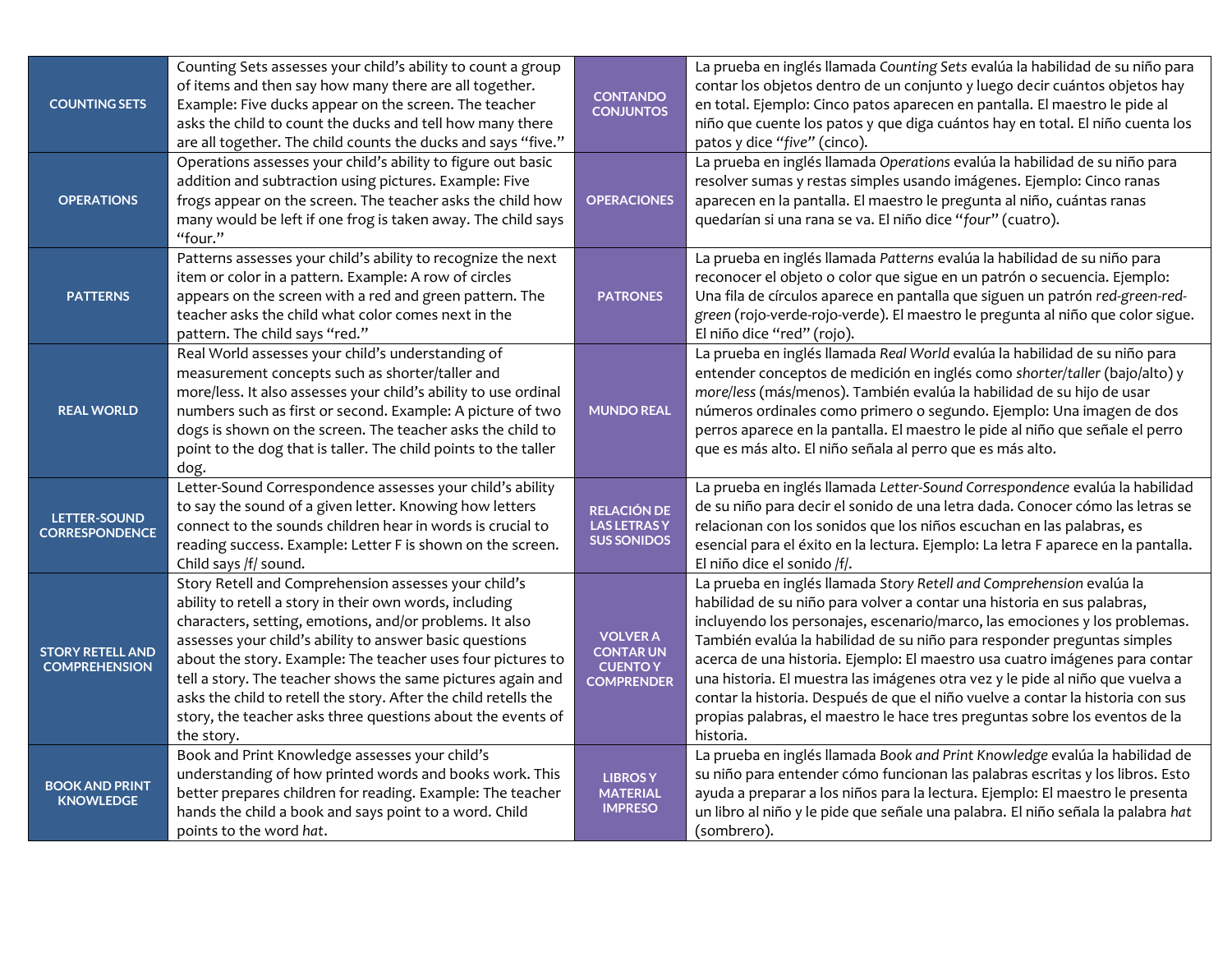| | | | |
|---|---|---|---|
| **COUNTING SETS** | Counting Sets assesses your child's ability to count a group of items and then say how many there are all together. Example: Five ducks appear on the screen. The teacher asks the child to count the ducks and tell how many there are all together. The child counts the ducks and says "five." | **CONTANDO CONJUNTOS** | La prueba en inglés llamada *Counting Sets* evalúa la habilidad de su niño para contar los objetos dentro de un conjunto y luego decir cuántos objetos hay en total. Ejemplo: Cinco patos aparecen en pantalla. El maestro le pide al niño que cuente los patos y que diga cuántos hay en total. El niño cuenta los patos y dice "*five*" (cinco). |
| **OPERATIONS** | Operations assesses your child's ability to figure out basic addition and subtraction using pictures. Example: Five frogs appear on the screen. The teacher asks the child how many would be left if one frog is taken away. The child says "four." | **OPERACIONES** | La prueba en inglés llamada *Operations* evalúa la habilidad de su niño para resolver sumas y restas simples usando imágenes. Ejemplo: Cinco ranas aparecen en la pantalla. El maestro le pregunta al niño, cuántas ranas quedarían si una rana se va. El niño dice "*four*" (cuatro). |
| **PATTERNS** | Patterns assesses your child's ability to recognize the next item or color in a pattern. Example: A row of circles appears on the screen with a red and green pattern. The teacher asks the child what color comes next in the pattern. The child says "red." | **PATRONES** | La prueba en inglés llamada *Patterns* evalúa la habilidad de su niño para reconocer el objeto o color que sigue en un patrón o secuencia. Ejemplo: Una fila de círculos aparece en pantalla que siguen un patrón *red-green-red-green* (rojo-verde-rojo-verde). El maestro le pregunta al niño que color sigue. El niño dice "red" (rojo). |
| **REAL WORLD** | Real World assesses your child's understanding of measurement concepts such as shorter/taller and more/less. It also assesses your child's ability to use ordinal numbers such as first or second. Example: A picture of two dogs is shown on the screen. The teacher asks the child to point to the dog that is taller. The child points to the taller dog. | **MUNDO REAL** | La prueba en inglés llamada *Real World* evalúa la habilidad de su niño para entender conceptos de medición en inglés como *shorter/taller* (bajo/alto) y *more/less* (más/menos). También evalúa la habilidad de su hijo de usar números ordinales como primero o segundo. Ejemplo: Una imagen de dos perros aparece en la pantalla. El maestro le pide al niño que señale el perro que es más alto. El niño señala al perro que es más alto. |
| **LETTER-SOUND CORRESPONDENCE** | Letter-Sound Correspondence assesses your child's ability to say the sound of a given letter. Knowing how letters connect to the sounds children hear in words is crucial to reading success. Example: Letter F is shown on the screen. Child says /f/ sound. | **RELACIÓN DE LAS LETRAS Y SUS SONIDOS** | La prueba en inglés llamada *Letter-Sound Correspondence* evalúa la habilidad de su niño para decir el sonido de una letra dada. Conocer cómo las letras se relacionan con los sonidos que los niños escuchan en las palabras, es esencial para el éxito en la lectura. Ejemplo: La letra F aparece en la pantalla. El niño dice el sonido /f/. |
| **STORY RETELL AND COMPREHENSION** | Story Retell and Comprehension assesses your child's ability to retell a story in their own words, including characters, setting, emotions, and/or problems. It also assesses your child's ability to answer basic questions about the story. Example: The teacher uses four pictures to tell a story. The teacher shows the same pictures again and asks the child to retell the story. After the child retells the story, the teacher asks three questions about the events of the story. | **VOLVER A CONTAR UN CUENTO Y COMPRENDER** | La prueba en inglés llamada *Story Retell and Comprehension* evalúa la habilidad de su niño para volver a contar una historia en sus palabras, incluyendo los personajes, escenario/marco, las emociones y los problemas. También evalúa la habilidad de su niño para responder preguntas simples acerca de una historia. Ejemplo: El maestro usa cuatro imágenes para contar una historia. El muestra las imágenes otra vez y le pide al niño que vuelva a contar la historia. Después de que el niño vuelve a contar la historia con sus propias palabras, el maestro le hace tres preguntas sobre los eventos de la historia. |
| **BOOK AND PRINT KNOWLEDGE** | Book and Print Knowledge assesses your child's understanding of how printed words and books work. This better prepares children for reading. Example: The teacher hands the child a book and says point to a word. Child points to the word *hat*. | **LIBROS Y MATERIAL IMPRESO** | La prueba en inglés llamada *Book and Print Knowledge* evalúa la habilidad de su niño para entender cómo funcionan las palabras escritas y los libros. Esto ayuda a preparar a los niños para la lectura. Ejemplo: El maestro le presenta un libro al niño y le pide que señale una palabra. El niño señala la palabra *hat* (sombrero). |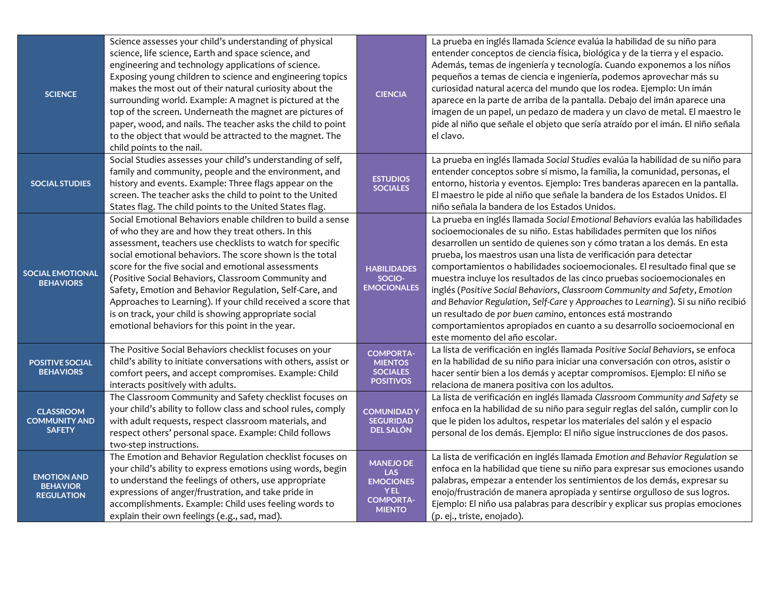| SCIENCE | Science assesses your child's understanding of physical science, life science, Earth and space science, and engineering and technology applications of science. Exposing young children to science and engineering topics makes the most out of their natural curiosity about the surrounding world. Example: A magnet is pictured at the top of the screen. Underneath the magnet are pictures of paper, wood, and nails. The teacher asks the child to point to the object that would be attracted to the magnet. The child points to the nail. | CIENCIA | La prueba en inglés llamada *Science* evalúa la habilidad de su niño para entender conceptos de ciencia física, biológica y de la tierra y el espacio. Además, temas de ingeniería y tecnología. Cuando exponemos a los niños pequeños a temas de ciencia e ingeniería, podemos aprovechar más su curiosidad natural acerca del mundo que los rodea. Ejemplo: Un imán aparece en la parte de arriba de la pantalla. Debajo del imán aparece una imagen de un papel, un pedazo de madera y un clavo de metal. El maestro le pide al niño que señale el objeto que sería atraído por el imán. El niño señala el clavo. |
|---|---|---|---|
| SOCIAL STUDIES | Social Studies assesses your child's understanding of self, family and community, people and the environment, and history and events. Example: Three flags appear on the screen. The teacher asks the child to point to the United States flag. The child points to the United States flag. | ESTUDIOS SOCIALES | La prueba en inglés llamada *Social Studies* evalúa la habilidad de su niño para entender conceptos sobre sí mismo, la familia, la comunidad, personas, el entorno, historia y eventos. Ejemplo: Tres banderas aparecen en la pantalla. El maestro le pide al niño que señale la bandera de los Estados Unidos. El niño señala la bandera de los Estados Unidos. |
| SOCIAL EMOTIONAL BEHAVIORS | Social Emotional Behaviors enable children to build a sense of who they are and how they treat others. In this assessment, teachers use checklists to watch for specific social emotional behaviors. The score shown is the total score for the five social and emotional assessments (Positive Social Behaviors, Classroom Community and Safety, Emotion and Behavior Regulation, Self-Care, and Approaches to Learning). If your child received a score that is on track, your child is showing appropriate social emotional behaviors for this point in the year. | HABILIDADES SOCIO-EMOCIONALES | La prueba en inglés llamada *Social Emotional Behaviors* evalúa las habilidades socioemocionales de su niño. Estas habilidades permiten que los niños desarrollen un sentido de quienes son y cómo tratan a los demás. En esta prueba, los maestros usan una lista de verificación para detectar comportamientos o habilidades socioemocionales. El resultado final que se muestra incluye los resultados de las cinco pruebas socioemocionales en inglés (*Positive Social Behaviors*, *Classroom Community and Safety*, *Emotion and Behavior Regulation*, *Self-Care* y *Approaches to Learning*). Si su niño recibió un resultado de *por buen camino*, entonces está mostrando comportamientos apropiados en cuanto a su desarrollo socioemocional en este momento del año escolar. |
| POSITIVE SOCIAL BEHAVIORS | The Positive Social Behaviors checklist focuses on your child's ability to initiate conversations with others, assist or comfort peers, and accept compromises. Example: Child interacts positively with adults. | COMPORTA-MIENTOS SOCIALES POSITIVOS | La lista de verificación en inglés llamada *Positive Social Behaviors*, se enfoca en la habilidad de su niño para iniciar una conversación con otros, asistir o hacer sentir bien a los demás y aceptar compromisos. Ejemplo: El niño se relaciona de manera positiva con los adultos. |
| CLASSROOM COMMUNITY AND SAFETY | The Classroom Community and Safety checklist focuses on your child's ability to follow class and school rules, comply with adult requests, respect classroom materials, and respect others' personal space. Example: Child follows two-step instructions. | COMUNIDAD Y SEGURIDAD DEL SALÓN | La lista de verificación en inglés llamada *Classroom Community and Safety* se enfoca en la habilidad de su niño para seguir reglas del salón, cumplir con lo que le piden los adultos, respetar los materiales del salón y el espacio personal de los demás. Ejemplo: El niño sigue instrucciones de dos pasos. |
| EMOTION AND BEHAVIOR REGULATION | The Emotion and Behavior Regulation checklist focuses on your child's ability to express emotions using words, begin to understand the feelings of others, use appropriate expressions of anger/frustration, and take pride in accomplishments. Example: Child uses feeling words to explain their own feelings (e.g., sad, mad). | MANEJO DE LAS EMOCIONES Y EL COMPORTA-MIENTO | La lista de verificación en inglés llamada *Emotion and Behavior Regulation* se enfoca en la habilidad que tiene su niño para expresar sus emociones usando palabras, empezar a entender los sentimientos de los demás, expresar su enojo/frustración de manera apropiada y sentirse orgulloso de sus logros. Ejemplo: El niño usa palabras para describir y explicar sus propias emociones (p. ej., triste, enojado). |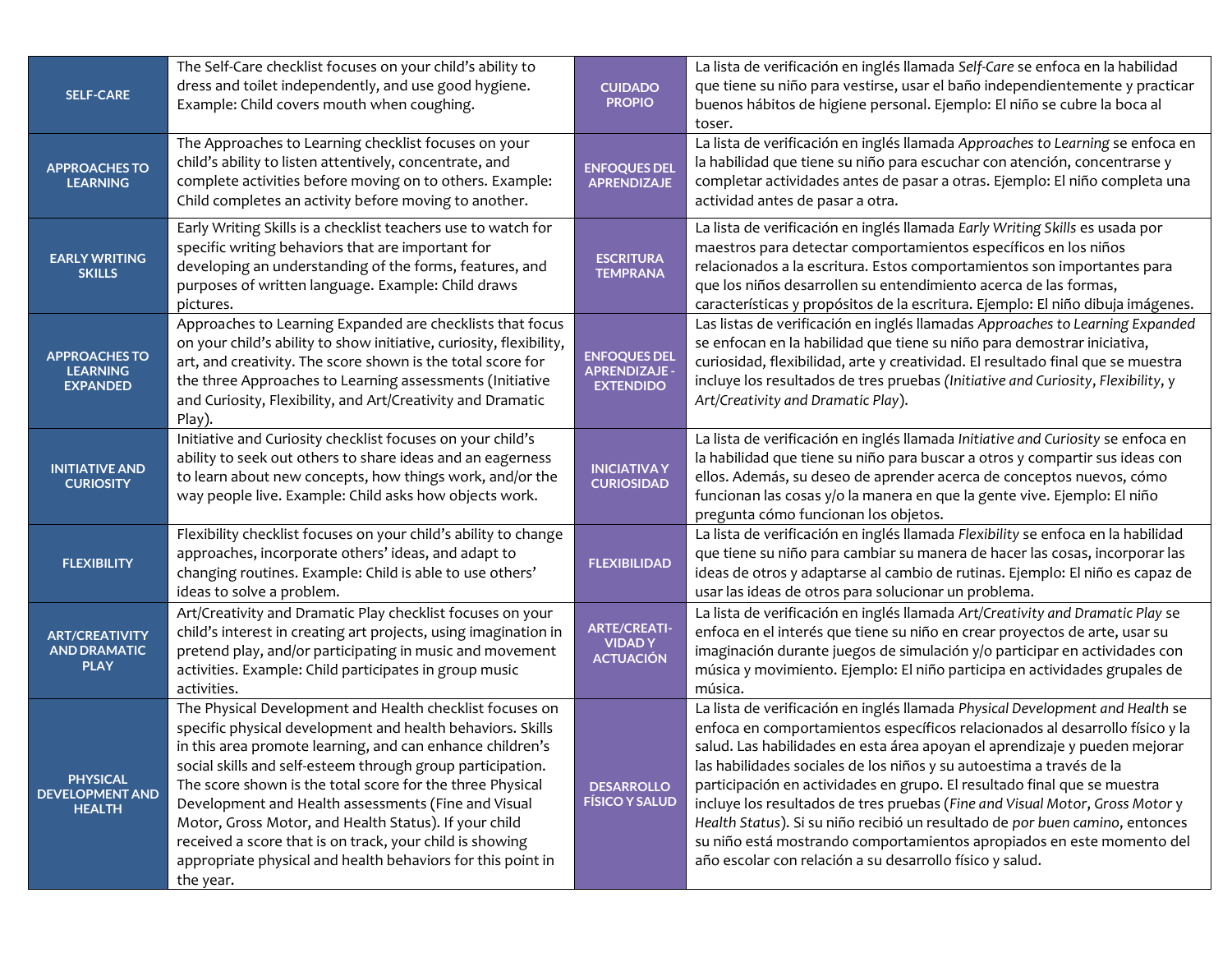| | | | |
|---|---|---|---|
| **SELF-CARE** | The Self-Care checklist focuses on your child's ability to dress and toilet independently, and use good hygiene. Example: Child covers mouth when coughing. | **CUIDADO PROPIO** | La lista de verificación en inglés llamada *Self-Care* se enfoca en la habilidad que tiene su niño para vestirse, usar el baño independientemente y practicar buenos hábitos de higiene personal. Ejemplo: El niño se cubre la boca al toser. |
| **APPROACHES TO LEARNING** | The Approaches to Learning checklist focuses on your child's ability to listen attentively, concentrate, and complete activities before moving on to others. Example: Child completes an activity before moving to another. | **ENFOQUES DEL APRENDIZAJE** | La lista de verificación en inglés llamada *Approaches to Learning* se enfoca en la habilidad que tiene su niño para escuchar con atención, concentrarse y completar actividades antes de pasar a otras. Ejemplo: El niño completa una actividad antes de pasar a otra. |
| **EARLY WRITING SKILLS** | Early Writing Skills is a checklist teachers use to watch for specific writing behaviors that are important for developing an understanding of the forms, features, and purposes of written language. Example: Child draws pictures. | **ESCRITURA TEMPRANA** | La lista de verificación en inglés llamada *Early Writing Skills* es usada por maestros para detectar comportamientos específicos en los niños relacionados a la escritura. Estos comportamientos son importantes para que los niños desarrollen su entendimiento acerca de las formas, características y propósitos de la escritura. Ejemplo: El niño dibuja imágenes. |
| **APPROACHES TO LEARNING EXPANDED** | Approaches to Learning Expanded are checklists that focus on your child's ability to show initiative, curiosity, flexibility, art, and creativity. The score shown is the total score for the three Approaches to Learning assessments (Initiative and Curiosity, Flexibility, and Art/Creativity and Dramatic Play). | **ENFOQUES DEL APRENDIZAJE - EXTENDIDO** | Las listas de verificación en inglés llamadas *Approaches to Learning Expanded* se enfocan en la habilidad que tiene su niño para demostrar iniciativa, curiosidad, flexibilidad, arte y creatividad. El resultado final que se muestra incluye los resultados de tres pruebas *(Initiative and Curiosity*, *Flexibility*, y *Art/Creativity and Dramatic Play*). |
| **INITIATIVE AND CURIOSITY** | Initiative and Curiosity checklist focuses on your child's ability to seek out others to share ideas and an eagerness to learn about new concepts, how things work, and/or the way people live. Example: Child asks how objects work. | **INICIATIVA Y CURIOSIDAD** | La lista de verificación en inglés llamada *Initiative and Curiosity* se enfoca en la habilidad que tiene su niño para buscar a otros y compartir sus ideas con ellos. Además, su deseo de aprender acerca de conceptos nuevos, cómo funcionan las cosas y/o la manera en que la gente vive. Ejemplo: El niño pregunta cómo funcionan los objetos. |
| **FLEXIBILITY** | Flexibility checklist focuses on your child's ability to change approaches, incorporate others' ideas, and adapt to changing routines. Example: Child is able to use others' ideas to solve a problem. | **FLEXIBILIDAD** | La lista de verificación en inglés llamada *Flexibility* se enfoca en la habilidad que tiene su niño para cambiar su manera de hacer las cosas, incorporar las ideas de otros y adaptarse al cambio de rutinas. Ejemplo: El niño es capaz de usar las ideas de otros para solucionar un problema. |
| **ART/CREATIVITY AND DRAMATIC PLAY** | Art/Creativity and Dramatic Play checklist focuses on your child's interest in creating art projects, using imagination in pretend play, and/or participating in music and movement activities. Example: Child participates in group music activities. | **ARTE/CREATIVIDAD Y ACTUACIÓN** | La lista de verificación en inglés llamada *Art/Creativity and Dramatic Play* se enfoca en el interés que tiene su niño en crear proyectos de arte, usar su imaginación durante juegos de simulación y/o participar en actividades con música y movimiento. Ejemplo: El niño participa en actividades grupales de música. |
| **PHYSICAL DEVELOPMENT AND HEALTH** | The Physical Development and Health checklist focuses on specific physical development and health behaviors. Skills in this area promote learning, and can enhance children's social skills and self-esteem through group participation. The score shown is the total score for the three Physical Development and Health assessments (Fine and Visual Motor, Gross Motor, and Health Status). If your child received a score that is on track, your child is showing appropriate physical and health behaviors for this point in the year. | **DESARROLLO FÍSICO Y SALUD** | La lista de verificación en inglés llamada *Physical Development and Health* se enfoca en comportamientos específicos relacionados al desarrollo físico y la salud. Las habilidades en esta área apoyan el aprendizaje y pueden mejorar las habilidades sociales de los niños y su autoestima a través de la participación en actividades en grupo. El resultado final que se muestra incluye los resultados de tres pruebas (*Fine and Visual Motor*, *Gross Motor* y *Health Status*). Si su niño recibió un resultado de *por buen camino*, entonces su niño está mostrando comportamientos apropiados en este momento del año escolar con relación a su desarrollo físico y salud. |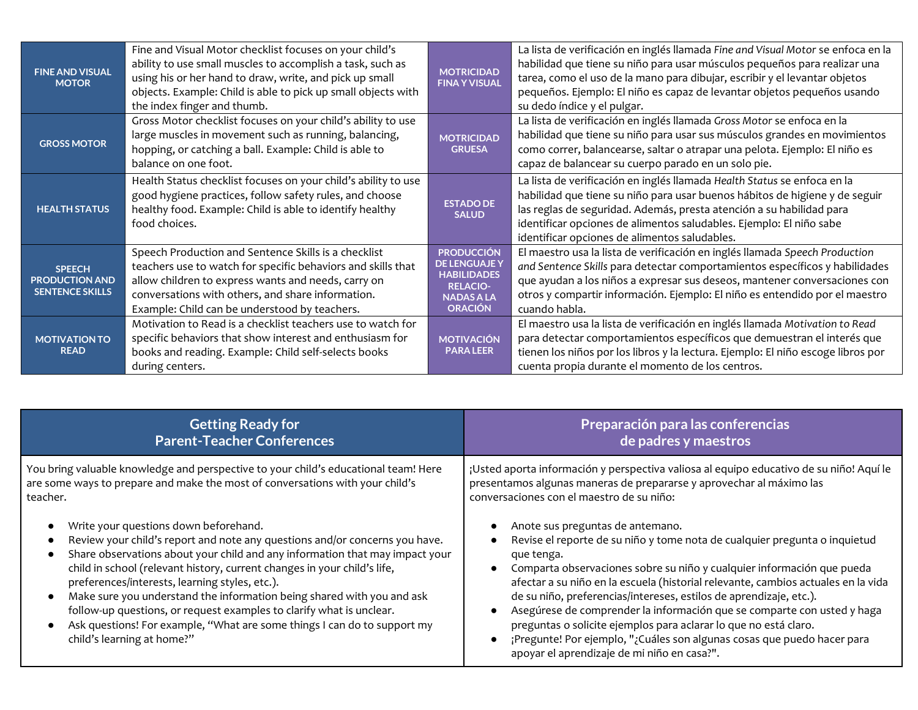| | | | |
|---|---|---|---|
| **FINE AND VISUAL MOTOR** | Fine and Visual Motor checklist focuses on your child's ability to use small muscles to accomplish a task, such as using his or her hand to draw, write, and pick up small objects. Example: Child is able to pick up small objects with the index finger and thumb. | **MOTRICIDAD FINA Y VISUAL** | La lista de verificación en inglés llamada *Fine and Visual Motor* se enfoca en la habilidad que tiene su niño para usar músculos pequeños para realizar una tarea, como el uso de la mano para dibujar, escribir y el levantar objetos pequeños. Ejemplo: El niño es capaz de levantar objetos pequeños usando su dedo índice y el pulgar. |
| **GROSS MOTOR** | Gross Motor checklist focuses on your child's ability to use large muscles in movement such as running, balancing, hopping, or catching a ball. Example: Child is able to balance on one foot. | **MOTRICIDAD GRUESA** | La lista de verificación en inglés llamada *Gross Motor* se enfoca en la habilidad que tiene su niño para usar sus músculos grandes en movimientos como correr, balancearse, saltar o atrapar una pelota. Ejemplo: El niño es capaz de balancear su cuerpo parado en un solo pie. |
| **HEALTH STATUS** | Health Status checklist focuses on your child's ability to use good hygiene practices, follow safety rules, and choose healthy food. Example: Child is able to identify healthy food choices. | **ESTADO DE SALUD** | La lista de verificación en inglés llamada *Health Status* se enfoca en la habilidad que tiene su niño para usar buenos hábitos de higiene y de seguir las reglas de seguridad. Además, presta atención a su habilidad para identificar opciones de alimentos saludables. Ejemplo: El niño sabe identificar opciones de alimentos saludables. |
| **SPEECH PRODUCTION AND SENTENCE SKILLS** | Speech Production and Sentence Skills is a checklist teachers use to watch for specific behaviors and skills that allow children to express wants and needs, carry on conversations with others, and share information. Example: Child can be understood by teachers. | **PRODUCCIÓN DE LENGUAJE Y HABILIDADES RELACIONADAS A LA ORACIÓN** | El maestro usa la lista de verificación en inglés llamada *Speech Production and Sentence Skills* para detectar comportamientos específicos y habilidades que ayudan a los niños a expresar sus deseos, mantener conversaciones con otros y compartir información. Ejemplo: El niño es entendido por el maestro cuando habla. |
| **MOTIVATION TO READ** | Motivation to Read is a checklist teachers use to watch for specific behaviors that show interest and enthusiasm for books and reading. Example: Child self-selects books during centers. | **MOTIVACIÓN PARA LEER** | El maestro usa la lista de verificación en inglés llamada *Motivation to Read* para detectar comportamientos específicos que demuestran el interés que tienen los niños por los libros y la lectura. Ejemplo: El niño escoge libros por cuenta propia durante el momento de los centros. |

## Getting Ready for Parent-Teacher Conferences

You bring valuable knowledge and perspective to your child's educational team! Here are some ways to prepare and make the most of conversations with your child's teacher.

- Write your questions down beforehand.
- Review your child's report and note any questions and/or concerns you have.
- Share observations about your child and any information that may impact your child in school (relevant history, current changes in your child's life, preferences/interests, learning styles, etc.).
- Make sure you understand the information being shared with you and ask follow-up questions, or request examples to clarify what is unclear.
- Ask questions! For example, "What are some things I can do to support my child's learning at home?"

## Preparación para las conferencias de padres y maestros

¡Usted aporta información y perspectiva valiosa al equipo educativo de su niño! Aquí le presentamos algunas maneras de prepararse y aprovechar al máximo las conversaciones con el maestro de su niño:

- Anote sus preguntas de antemano.
- Revise el reporte de su niño y tome nota de cualquier pregunta o inquietud que tenga.
- Comparta observaciones sobre su niño y cualquier información que pueda afectar a su niño en la escuela (historial relevante, cambios actuales en la vida de su niño, preferencias/intereses, estilos de aprendizaje, etc.).
- Asegúrese de comprender la información que se comparte con usted y haga preguntas o solicite ejemplos para aclarar lo que no está claro.
- ¡Pregunte! Por ejemplo, "¿Cuáles son algunas cosas que puedo hacer para apoyar el aprendizaje de mi niño en casa?".